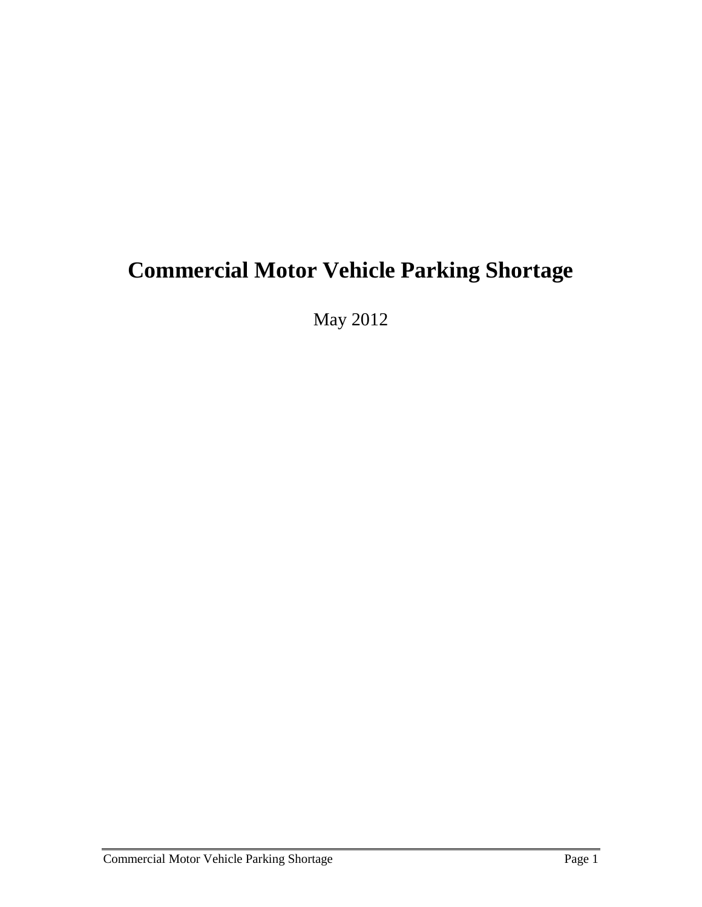# Commercial Motor Vehicle Parking Shortage

May 2012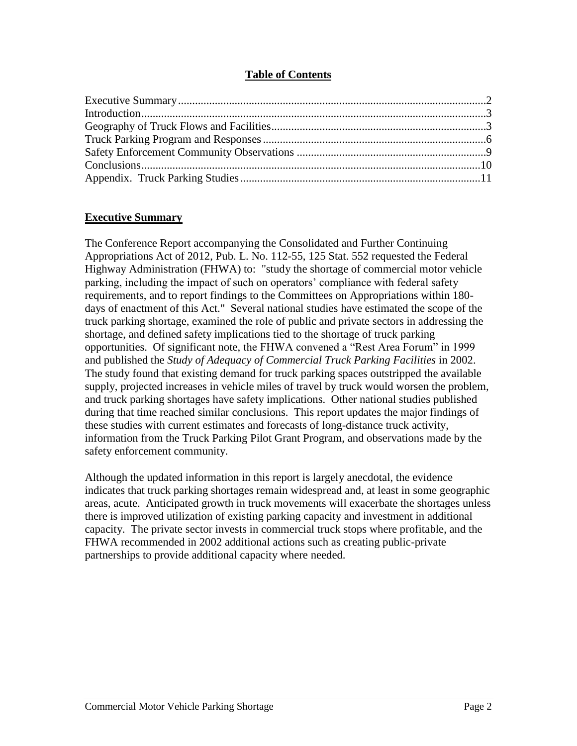## Table of Contents

| | |
|---|---|
| Executive Summary | 2 |
| Introduction | 3 |
| Geography of Truck Flows and Facilities | 3 |
| Truck Parking Program and Responses | 6 |
| Safety Enforcement Community Observations | 9 |
| Conclusions | 10 |
| Appendix. Truck Parking Studies | 11 |

## Executive Summary

The Conference Report accompanying the Consolidated and Further Continuing Appropriations Act of 2012, Pub. L. No. 112-55, 125 Stat. 552 requested the Federal Highway Administration (FHWA) to: "study the shortage of commercial motor vehicle parking, including the impact of such on operators' compliance with federal safety requirements, and to report findings to the Committees on Appropriations within 180-days of enactment of this Act." Several national studies have estimated the scope of the truck parking shortage, examined the role of public and private sectors in addressing the shortage, and defined safety implications tied to the shortage of truck parking opportunities. Of significant note, the FHWA convened a "Rest Area Forum" in 1999 and published the *Study of Adequacy of Commercial Truck Parking Facilities* in 2002. The study found that existing demand for truck parking spaces outstripped the available supply, projected increases in vehicle miles of travel by truck would worsen the problem, and truck parking shortages have safety implications. Other national studies published during that time reached similar conclusions. This report updates the major findings of these studies with current estimates and forecasts of long-distance truck activity, information from the Truck Parking Pilot Grant Program, and observations made by the safety enforcement community.

Although the updated information in this report is largely anecdotal, the evidence indicates that truck parking shortages remain widespread and, at least in some geographic areas, acute. Anticipated growth in truck movements will exacerbate the shortages unless there is improved utilization of existing parking capacity and investment in additional capacity. The private sector invests in commercial truck stops where profitable, and the FHWA recommended in 2002 additional actions such as creating public-private partnerships to provide additional capacity where needed.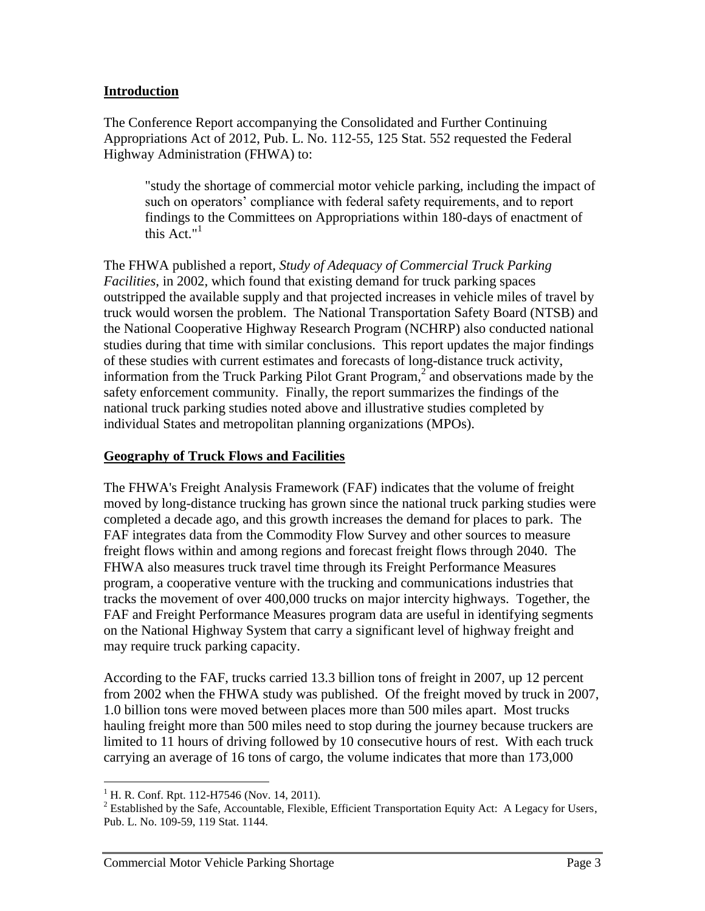## Introduction

The Conference Report accompanying the Consolidated and Further Continuing Appropriations Act of 2012, Pub. L. No. 112-55, 125 Stat. 552 requested the Federal Highway Administration (FHWA) to:

> "study the shortage of commercial motor vehicle parking, including the impact of such on operators' compliance with federal safety requirements, and to report findings to the Committees on Appropriations within 180-days of enactment of this Act."[1]

The FHWA published a report, *Study of Adequacy of Commercial Truck Parking Facilities*, in 2002, which found that existing demand for truck parking spaces outstripped the available supply and that projected increases in vehicle miles of travel by truck would worsen the problem. The National Transportation Safety Board (NTSB) and the National Cooperative Highway Research Program (NCHRP) also conducted national studies during that time with similar conclusions. This report updates the major findings of these studies with current estimates and forecasts of long-distance truck activity, information from the Truck Parking Pilot Grant Program,[2] and observations made by the safety enforcement community. Finally, the report summarizes the findings of the national truck parking studies noted above and illustrative studies completed by individual States and metropolitan planning organizations (MPOs).

## Geography of Truck Flows and Facilities

The FHWA's Freight Analysis Framework (FAF) indicates that the volume of freight moved by long-distance trucking has grown since the national truck parking studies were completed a decade ago, and this growth increases the demand for places to park. The FAF integrates data from the Commodity Flow Survey and other sources to measure freight flows within and among regions and forecast freight flows through 2040. The FHWA also measures truck travel time through its Freight Performance Measures program, a cooperative venture with the trucking and communications industries that tracks the movement of over 400,000 trucks on major intercity highways. Together, the FAF and Freight Performance Measures program data are useful in identifying segments on the National Highway System that carry a significant level of highway freight and may require truck parking capacity.

According to the FAF, trucks carried 13.3 billion tons of freight in 2007, up 12 percent from 2002 when the FHWA study was published. Of the freight moved by truck in 2007, 1.0 billion tons were moved between places more than 500 miles apart. Most trucks hauling freight more than 500 miles need to stop during the journey because truckers are limited to 11 hours of driving followed by 10 consecutive hours of rest. With each truck carrying an average of 16 tons of cargo, the volume indicates that more than 173,000

[1] H. R. Conf. Rpt. 112-H7546 (Nov. 14, 2011).

[2] Established by the Safe, Accountable, Flexible, Efficient Transportation Equity Act: A Legacy for Users, Pub. L. No. 109-59, 119 Stat. 1144.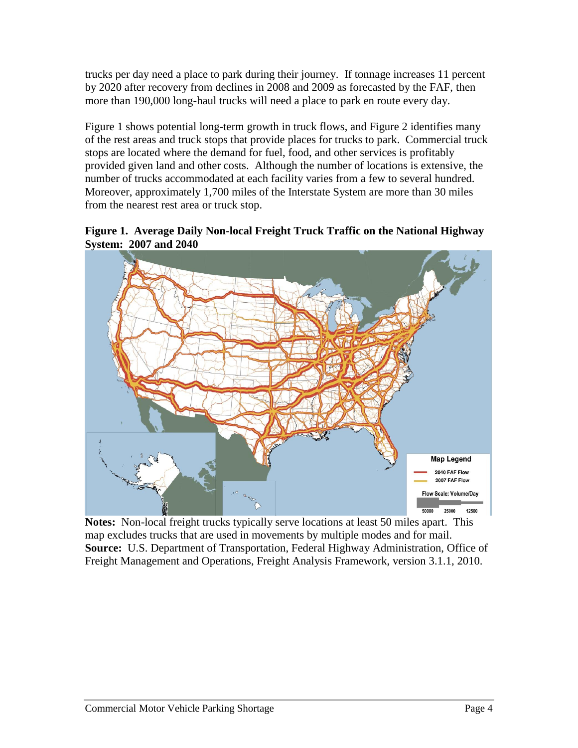trucks per day need a place to park during their journey. If tonnage increases 11 percent by 2020 after recovery from declines in 2008 and 2009 as forecasted by the FAF, then more than 190,000 long-haul trucks will need a place to park en route every day.

Figure 1 shows potential long-term growth in truck flows, and Figure 2 identifies many of the rest areas and truck stops that provide places for trucks to park. Commercial truck stops are located where the demand for fuel, food, and other services is profitably provided given land and other costs. Although the number of locations is extensive, the number of trucks accommodated at each facility varies from a few to several hundred. Moreover, approximately 1,700 miles of the Interstate System are more than 30 miles from the nearest rest area or truck stop.

**Figure 1. Average Daily Non-local Freight Truck Traffic on the National Highway System: 2007 and 2040**

**Notes:** Non-local freight trucks typically serve locations at least 50 miles apart. This map excludes trucks that are used in movements by multiple modes and for mail.
**Source:** U.S. Department of Transportation, Federal Highway Administration, Office of Freight Management and Operations, Freight Analysis Framework, version 3.1.1, 2010.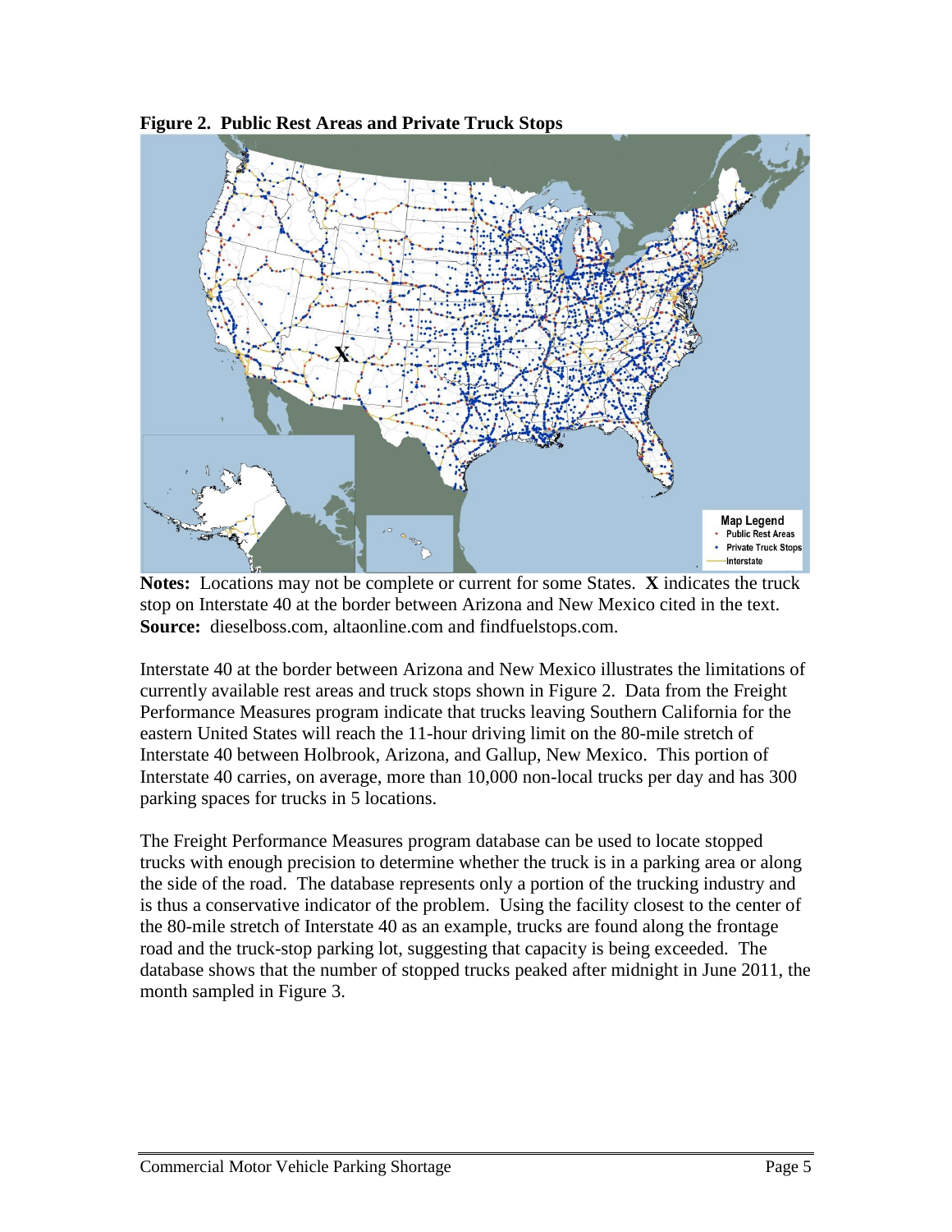**Figure 2. Public Rest Areas and Private Truck Stops**

**Notes:** Locations may not be complete or current for some States. **X** indicates the truck stop on Interstate 40 at the border between Arizona and New Mexico cited in the text.
**Source:** dieselboss.com, altaonline.com and findfuelstops.com.

Interstate 40 at the border between Arizona and New Mexico illustrates the limitations of currently available rest areas and truck stops shown in Figure 2. Data from the Freight Performance Measures program indicate that trucks leaving Southern California for the eastern United States will reach the 11-hour driving limit on the 80-mile stretch of Interstate 40 between Holbrook, Arizona, and Gallup, New Mexico. This portion of Interstate 40 carries, on average, more than 10,000 non-local trucks per day and has 300 parking spaces for trucks in 5 locations.

The Freight Performance Measures program database can be used to locate stopped trucks with enough precision to determine whether the truck is in a parking area or along the side of the road. The database represents only a portion of the trucking industry and is thus a conservative indicator of the problem. Using the facility closest to the center of the 80-mile stretch of Interstate 40 as an example, trucks are found along the frontage road and the truck-stop parking lot, suggesting that capacity is being exceeded. The database shows that the number of stopped trucks peaked after midnight in June 2011, the month sampled in Figure 3.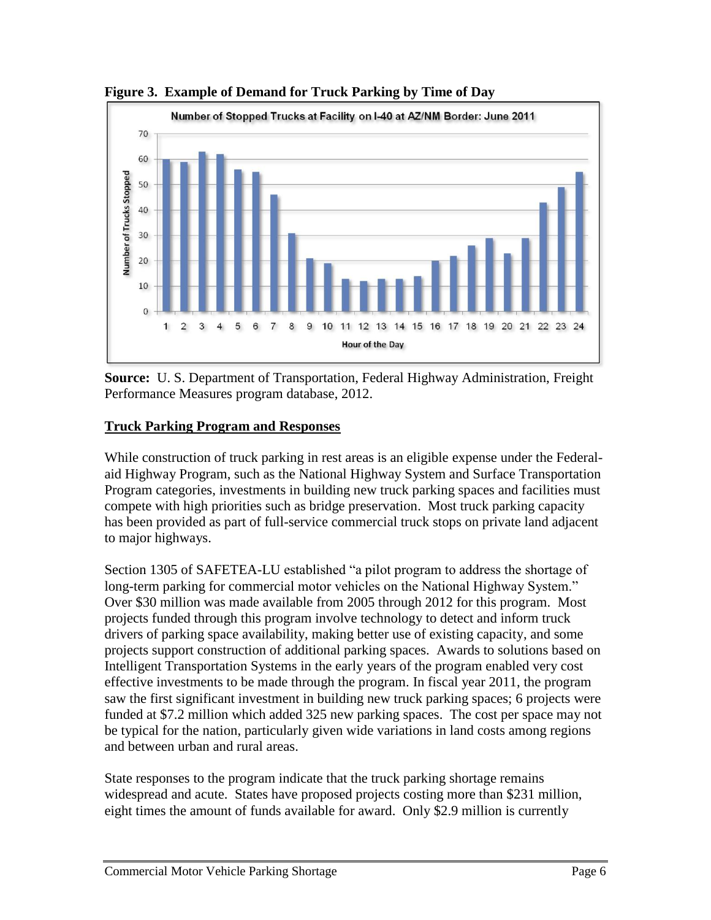**Figure 3. Example of Demand for Truck Parking by Time of Day**

**Source:** U. S. Department of Transportation, Federal Highway Administration, Freight Performance Measures program database, 2012.

## Truck Parking Program and Responses

While construction of truck parking in rest areas is an eligible expense under the Federal-aid Highway Program, such as the National Highway System and Surface Transportation Program categories, investments in building new truck parking spaces and facilities must compete with high priorities such as bridge preservation. Most truck parking capacity has been provided as part of full-service commercial truck stops on private land adjacent to major highways.

Section 1305 of SAFETEA-LU established "a pilot program to address the shortage of long-term parking for commercial motor vehicles on the National Highway System." Over $30 million was made available from 2005 through 2012 for this program. Most projects funded through this program involve technology to detect and inform truck drivers of parking space availability, making better use of existing capacity, and some projects support construction of additional parking spaces. Awards to solutions based on Intelligent Transportation Systems in the early years of the program enabled very cost effective investments to be made through the program. In fiscal year 2011, the program saw the first significant investment in building new truck parking spaces; 6 projects were funded at $7.2 million which added 325 new parking spaces. The cost per space may not be typical for the nation, particularly given wide variations in land costs among regions and between urban and rural areas.

State responses to the program indicate that the truck parking shortage remains widespread and acute. States have proposed projects costing more than $231 million, eight times the amount of funds available for award. Only $2.9 million is currently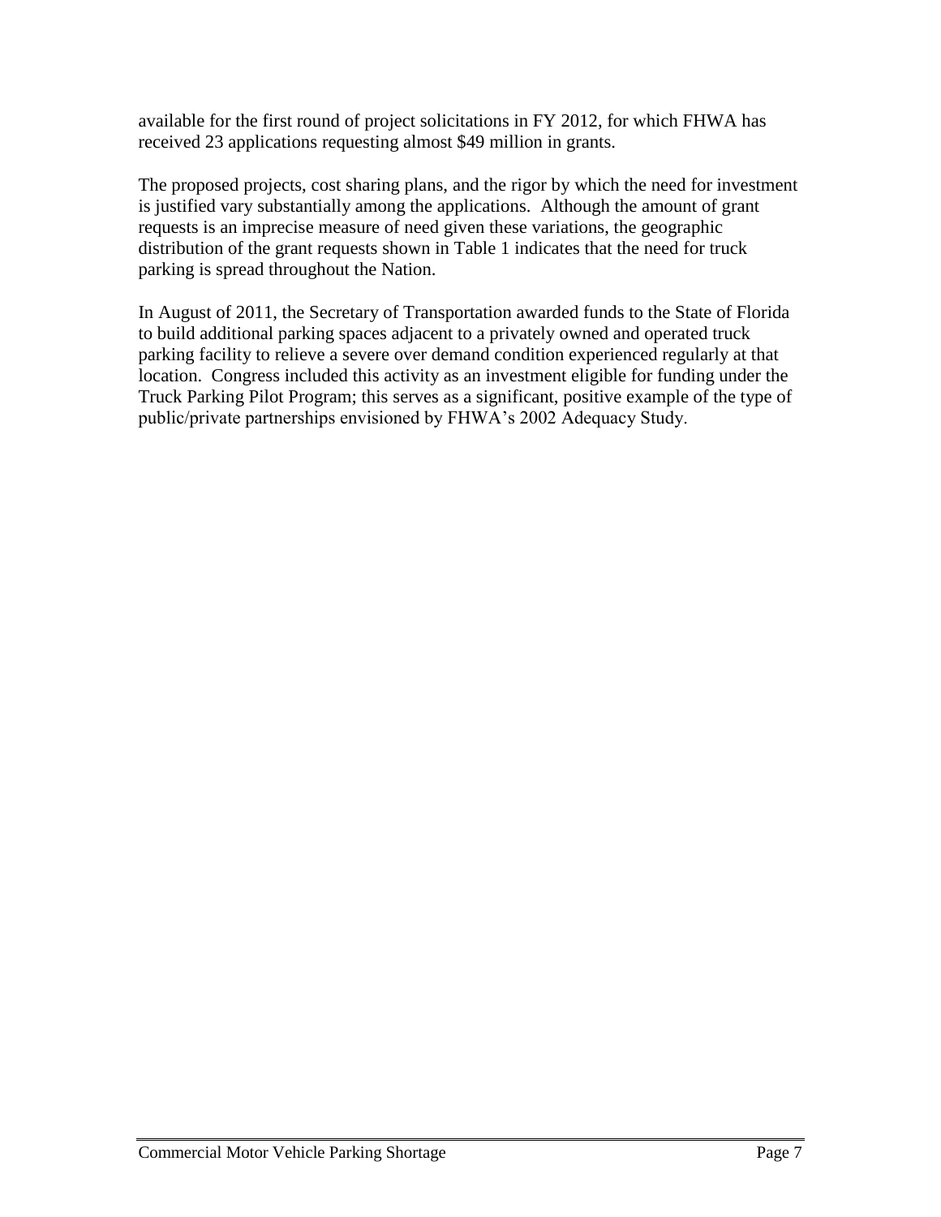available for the first round of project solicitations in FY 2012, for which FHWA has received 23 applications requesting almost $49 million in grants.

The proposed projects, cost sharing plans, and the rigor by which the need for investment is justified vary substantially among the applications. Although the amount of grant requests is an imprecise measure of need given these variations, the geographic distribution of the grant requests shown in Table 1 indicates that the need for truck parking is spread throughout the Nation.

In August of 2011, the Secretary of Transportation awarded funds to the State of Florida to build additional parking spaces adjacent to a privately owned and operated truck parking facility to relieve a severe over demand condition experienced regularly at that location. Congress included this activity as an investment eligible for funding under the Truck Parking Pilot Program; this serves as a significant, positive example of the type of public/private partnerships envisioned by FHWA's 2002 Adequacy Study.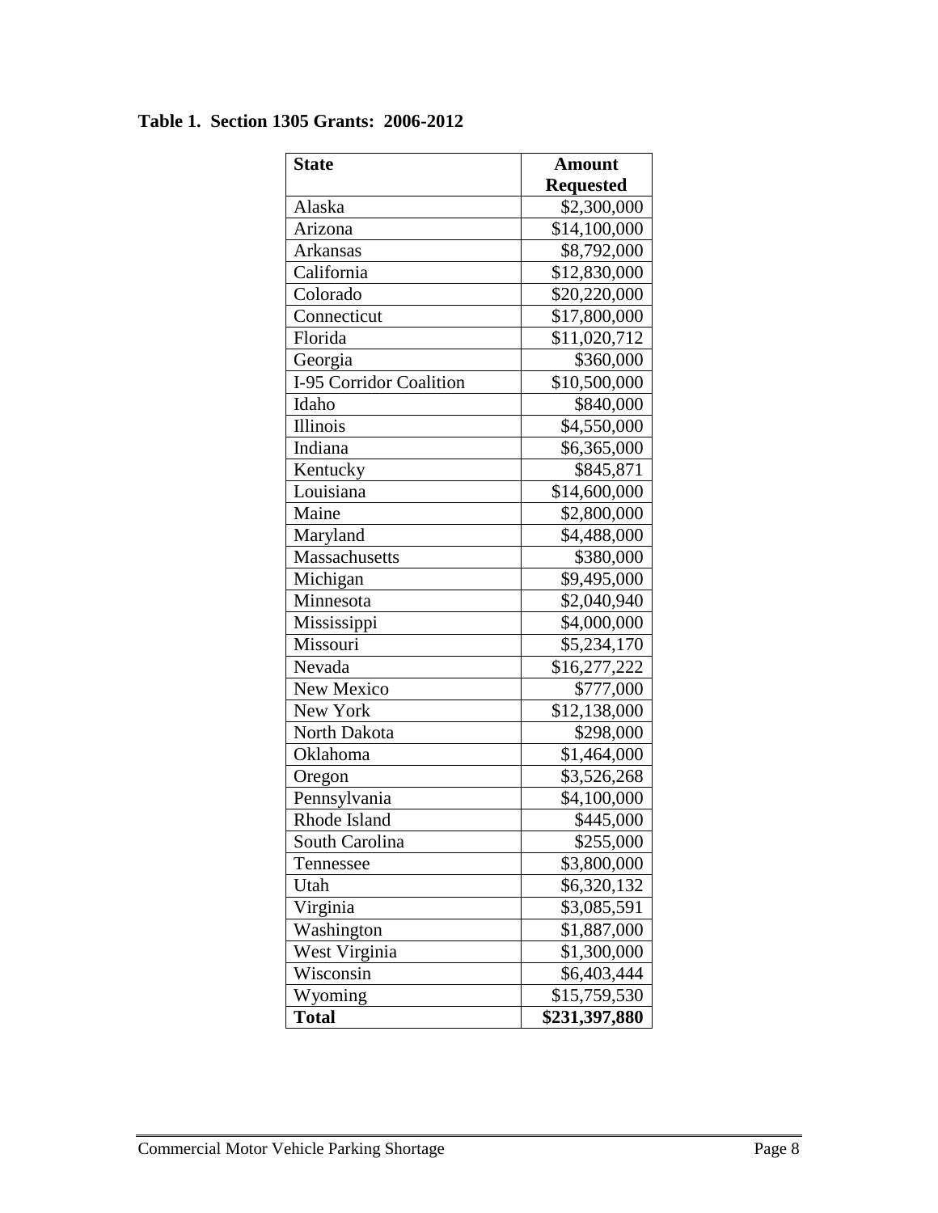**Table 1. Section 1305 Grants: 2006-2012**

| State | Amount Requested |
|---|---:|
| Alaska | $2,300,000 |
| Arizona | $14,100,000 |
| Arkansas | $8,792,000 |
| California | $12,830,000 |
| Colorado | $20,220,000 |
| Connecticut | $17,800,000 |
| Florida | $11,020,712 |
| Georgia | $360,000 |
| I-95 Corridor Coalition | $10,500,000 |
| Idaho | $840,000 |
| Illinois | $4,550,000 |
| Indiana | $6,365,000 |
| Kentucky | $845,871 |
| Louisiana | $14,600,000 |
| Maine | $2,800,000 |
| Maryland | $4,488,000 |
| Massachusetts | $380,000 |
| Michigan | $9,495,000 |
| Minnesota | $2,040,940 |
| Mississippi | $4,000,000 |
| Missouri | $5,234,170 |
| Nevada | $16,277,222 |
| New Mexico | $777,000 |
| New York | $12,138,000 |
| North Dakota | $298,000 |
| Oklahoma | $1,464,000 |
| Oregon | $3,526,268 |
| Pennsylvania | $4,100,000 |
| Rhode Island | $445,000 |
| South Carolina | $255,000 |
| Tennessee | $3,800,000 |
| Utah | $6,320,132 |
| Virginia | $3,085,591 |
| Washington | $1,887,000 |
| West Virginia | $1,300,000 |
| Wisconsin | $6,403,444 |
| Wyoming | $15,759,530 |
| **Total** | **$231,397,880** |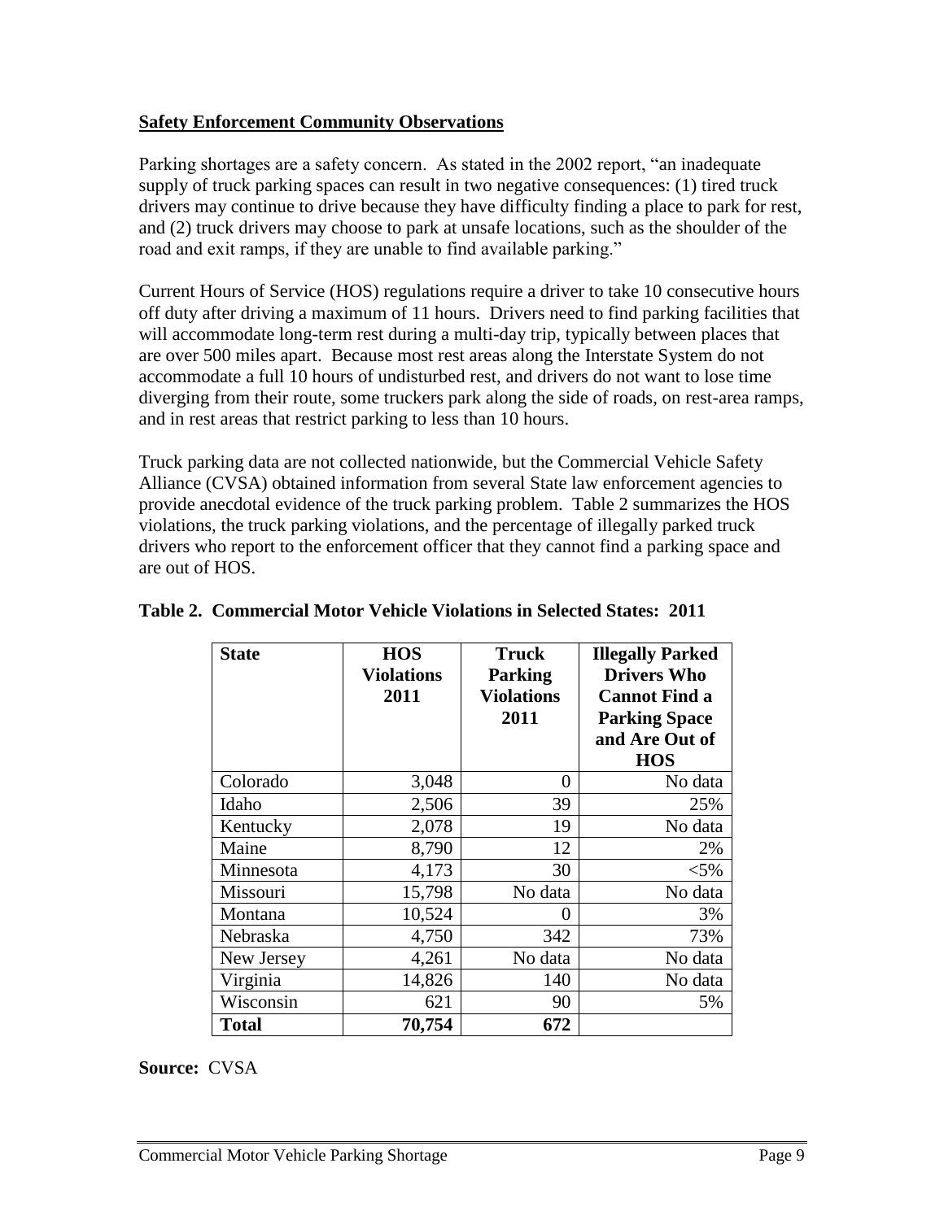**Safety Enforcement Community Observations**

Parking shortages are a safety concern. As stated in the 2002 report, "an inadequate supply of truck parking spaces can result in two negative consequences: (1) tired truck drivers may continue to drive because they have difficulty finding a place to park for rest, and (2) truck drivers may choose to park at unsafe locations, such as the shoulder of the road and exit ramps, if they are unable to find available parking."

Current Hours of Service (HOS) regulations require a driver to take 10 consecutive hours off duty after driving a maximum of 11 hours. Drivers need to find parking facilities that will accommodate long-term rest during a multi-day trip, typically between places that are over 500 miles apart. Because most rest areas along the Interstate System do not accommodate a full 10 hours of undisturbed rest, and drivers do not want to lose time diverging from their route, some truckers park along the side of roads, on rest-area ramps, and in rest areas that restrict parking to less than 10 hours.

Truck parking data are not collected nationwide, but the Commercial Vehicle Safety Alliance (CVSA) obtained information from several State law enforcement agencies to provide anecdotal evidence of the truck parking problem. Table 2 summarizes the HOS violations, the truck parking violations, and the percentage of illegally parked truck drivers who report to the enforcement officer that they cannot find a parking space and are out of HOS.

**Table 2. Commercial Motor Vehicle Violations in Selected States: 2011**

| State | HOS Violations 2011 | Truck Parking Violations 2011 | Illegally Parked Drivers Who Cannot Find a Parking Space and Are Out of HOS |
|---|---|---|---|
| Colorado | 3,048 | 0 | No data |
| Idaho | 2,506 | 39 | 25% |
| Kentucky | 2,078 | 19 | No data |
| Maine | 8,790 | 12 | 2% |
| Minnesota | 4,173 | 30 | <5% |
| Missouri | 15,798 | No data | No data |
| Montana | 10,524 | 0 | 3% |
| Nebraska | 4,750 | 342 | 73% |
| New Jersey | 4,261 | No data | No data |
| Virginia | 14,826 | 140 | No data |
| Wisconsin | 621 | 90 | 5% |
| **Total** | **70,754** | **672** | |

**Source:** CVSA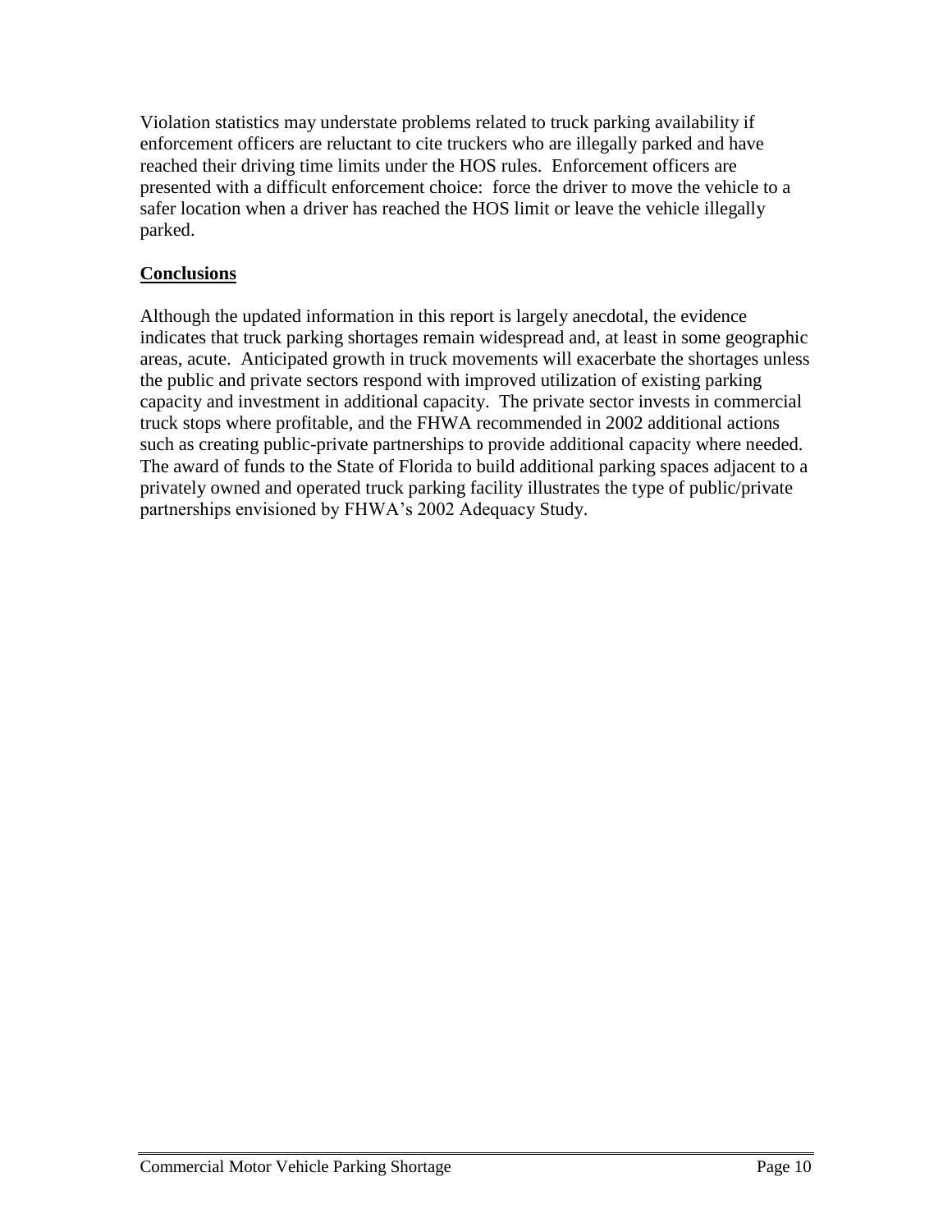Violation statistics may understate problems related to truck parking availability if enforcement officers are reluctant to cite truckers who are illegally parked and have reached their driving time limits under the HOS rules. Enforcement officers are presented with a difficult enforcement choice: force the driver to move the vehicle to a safer location when a driver has reached the HOS limit or leave the vehicle illegally parked.

## Conclusions

Although the updated information in this report is largely anecdotal, the evidence indicates that truck parking shortages remain widespread and, at least in some geographic areas, acute. Anticipated growth in truck movements will exacerbate the shortages unless the public and private sectors respond with improved utilization of existing parking capacity and investment in additional capacity. The private sector invests in commercial truck stops where profitable, and the FHWA recommended in 2002 additional actions such as creating public-private partnerships to provide additional capacity where needed. The award of funds to the State of Florida to build additional parking spaces adjacent to a privately owned and operated truck parking facility illustrates the type of public/private partnerships envisioned by FHWA's 2002 Adequacy Study.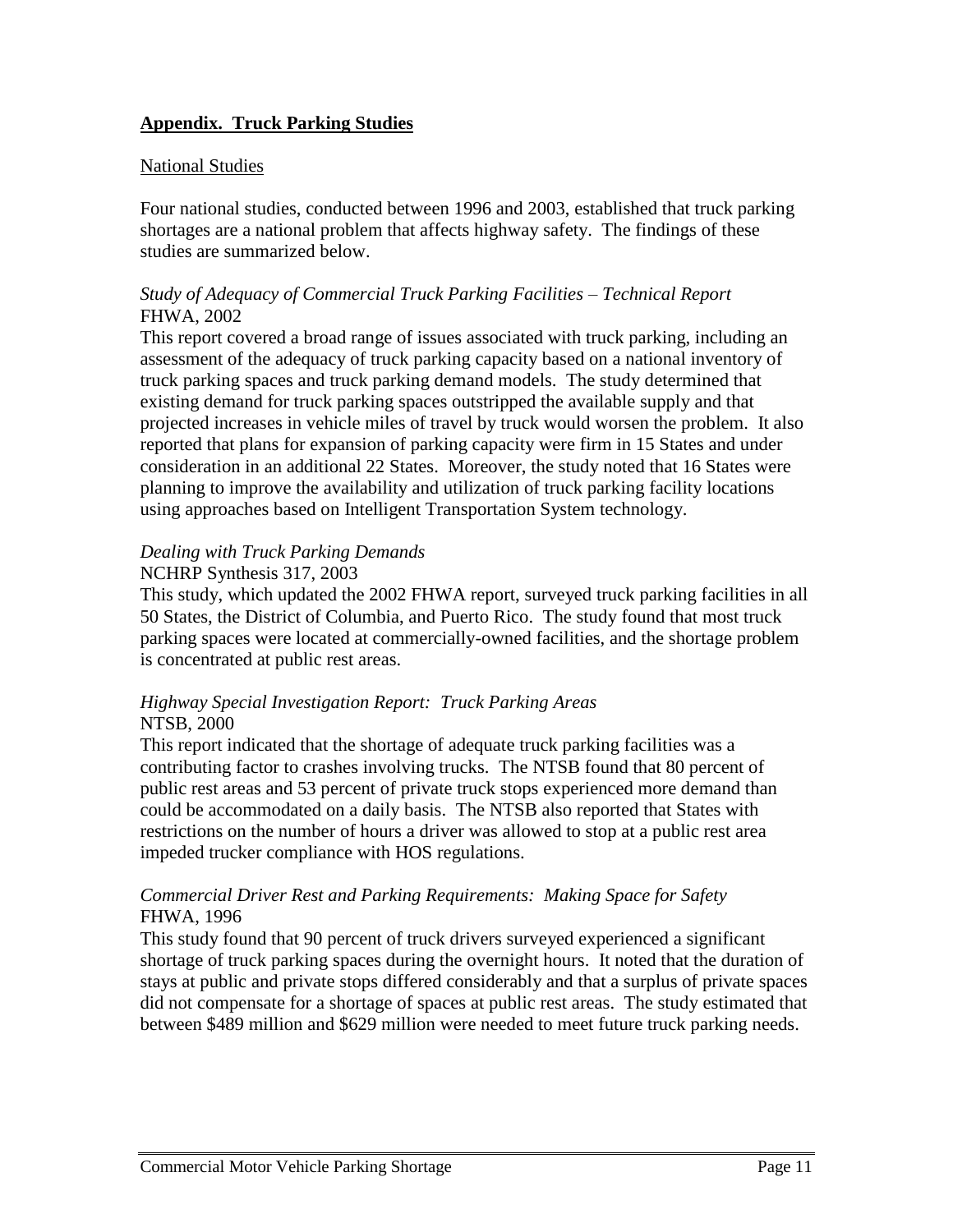## **Appendix. Truck Parking Studies**

### National Studies

Four national studies, conducted between 1996 and 2003, established that truck parking shortages are a national problem that affects highway safety. The findings of these studies are summarized below.

*Study of Adequacy of Commercial Truck Parking Facilities – Technical Report*
FHWA, 2002

This report covered a broad range of issues associated with truck parking, including an assessment of the adequacy of truck parking capacity based on a national inventory of truck parking spaces and truck parking demand models. The study determined that existing demand for truck parking spaces outstripped the available supply and that projected increases in vehicle miles of travel by truck would worsen the problem. It also reported that plans for expansion of parking capacity were firm in 15 States and under consideration in an additional 22 States. Moreover, the study noted that 16 States were planning to improve the availability and utilization of truck parking facility locations using approaches based on Intelligent Transportation System technology.

*Dealing with Truck Parking Demands*
NCHRP Synthesis 317, 2003

This study, which updated the 2002 FHWA report, surveyed truck parking facilities in all 50 States, the District of Columbia, and Puerto Rico. The study found that most truck parking spaces were located at commercially-owned facilities, and the shortage problem is concentrated at public rest areas.

*Highway Special Investigation Report: Truck Parking Areas*
NTSB, 2000

This report indicated that the shortage of adequate truck parking facilities was a contributing factor to crashes involving trucks. The NTSB found that 80 percent of public rest areas and 53 percent of private truck stops experienced more demand than could be accommodated on a daily basis. The NTSB also reported that States with restrictions on the number of hours a driver was allowed to stop at a public rest area impeded trucker compliance with HOS regulations.

*Commercial Driver Rest and Parking Requirements: Making Space for Safety*
FHWA, 1996

This study found that 90 percent of truck drivers surveyed experienced a significant shortage of truck parking spaces during the overnight hours. It noted that the duration of stays at public and private stops differed considerably and that a surplus of private spaces did not compensate for a shortage of spaces at public rest areas. The study estimated that between $489 million and $629 million were needed to meet future truck parking needs.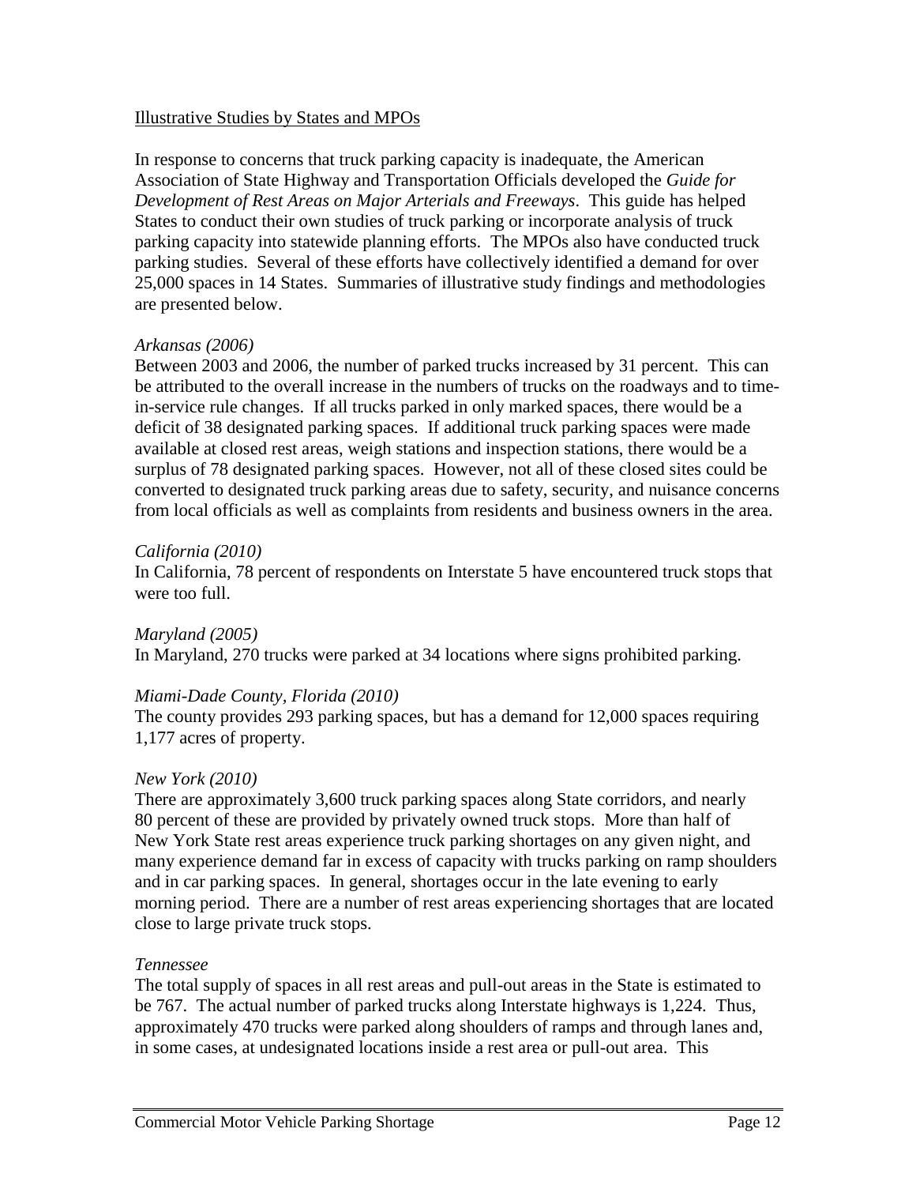## Illustrative Studies by States and MPOs

In response to concerns that truck parking capacity is inadequate, the American Association of State Highway and Transportation Officials developed the *Guide for Development of Rest Areas on Major Arterials and Freeways*. This guide has helped States to conduct their own studies of truck parking or incorporate analysis of truck parking capacity into statewide planning efforts. The MPOs also have conducted truck parking studies. Several of these efforts have collectively identified a demand for over 25,000 spaces in 14 States. Summaries of illustrative study findings and methodologies are presented below.

### *Arkansas (2006)*

Between 2003 and 2006, the number of parked trucks increased by 31 percent. This can be attributed to the overall increase in the numbers of trucks on the roadways and to time-in-service rule changes. If all trucks parked in only marked spaces, there would be a deficit of 38 designated parking spaces. If additional truck parking spaces were made available at closed rest areas, weigh stations and inspection stations, there would be a surplus of 78 designated parking spaces. However, not all of these closed sites could be converted to designated truck parking areas due to safety, security, and nuisance concerns from local officials as well as complaints from residents and business owners in the area.

### *California (2010)*

In California, 78 percent of respondents on Interstate 5 have encountered truck stops that were too full.

### *Maryland (2005)*

In Maryland, 270 trucks were parked at 34 locations where signs prohibited parking.

### *Miami-Dade County, Florida (2010)*

The county provides 293 parking spaces, but has a demand for 12,000 spaces requiring 1,177 acres of property.

### *New York (2010)*

There are approximately 3,600 truck parking spaces along State corridors, and nearly 80 percent of these are provided by privately owned truck stops. More than half of New York State rest areas experience truck parking shortages on any given night, and many experience demand far in excess of capacity with trucks parking on ramp shoulders and in car parking spaces. In general, shortages occur in the late evening to early morning period. There are a number of rest areas experiencing shortages that are located close to large private truck stops.

### *Tennessee*

The total supply of spaces in all rest areas and pull-out areas in the State is estimated to be 767. The actual number of parked trucks along Interstate highways is 1,224. Thus, approximately 470 trucks were parked along shoulders of ramps and through lanes and, in some cases, at undesignated locations inside a rest area or pull-out area. This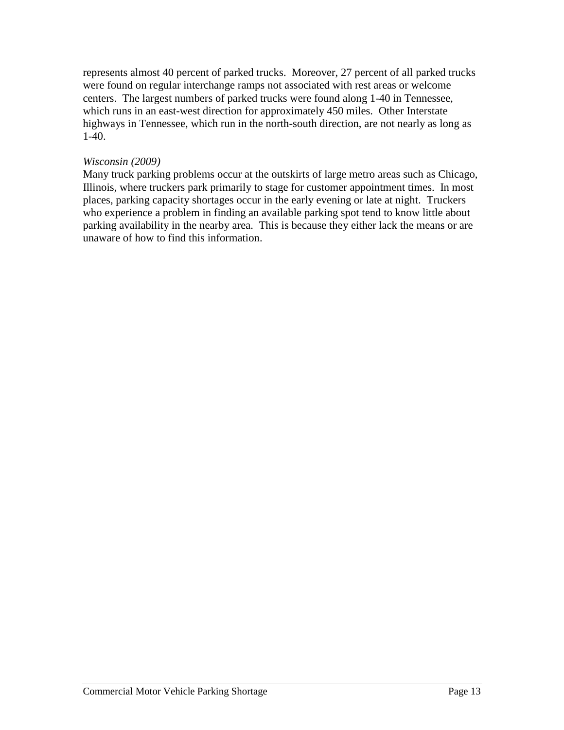represents almost 40 percent of parked trucks. Moreover, 27 percent of all parked trucks were found on regular interchange ramps not associated with rest areas or welcome centers. The largest numbers of parked trucks were found along 1-40 in Tennessee, which runs in an east-west direction for approximately 450 miles. Other Interstate highways in Tennessee, which run in the north-south direction, are not nearly as long as 1-40.

*Wisconsin (2009)*

Many truck parking problems occur at the outskirts of large metro areas such as Chicago, Illinois, where truckers park primarily to stage for customer appointment times. In most places, parking capacity shortages occur in the early evening or late at night. Truckers who experience a problem in finding an available parking spot tend to know little about parking availability in the nearby area. This is because they either lack the means or are unaware of how to find this information.